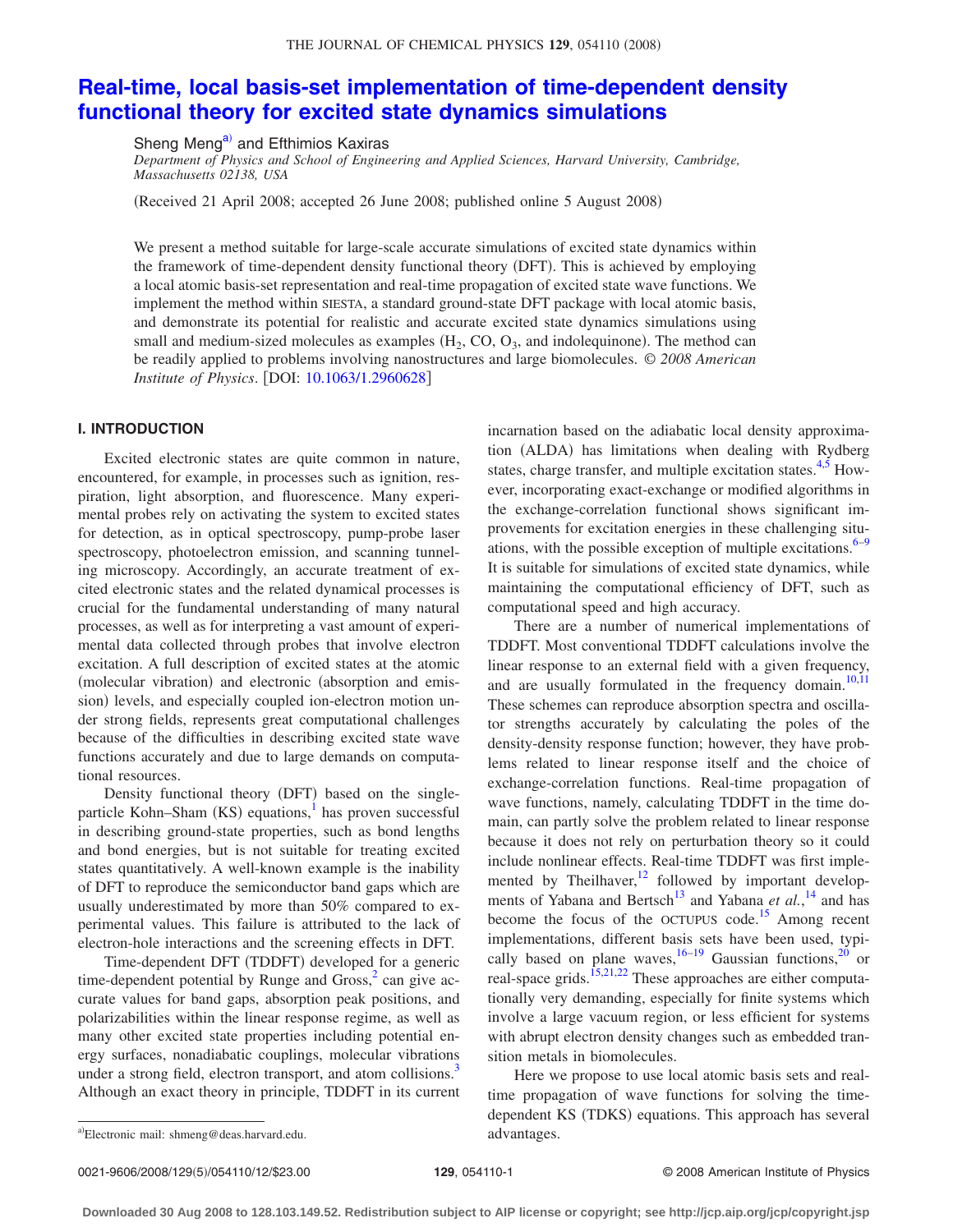# Real-time, local basis-set implementation of time-dependent density functional theory for excited state dynamics simulations

Sheng Meng[a] and Efthimios Kaxiras

*Department of Physics and School of Engineering and Applied Sciences, Harvard University, Cambridge, Massachusetts 02138, USA*

(Received 21 April 2008; accepted 26 June 2008; published online 5 August 2008)

We present a method suitable for large-scale accurate simulations of excited state dynamics within the framework of time-dependent density functional theory (DFT). This is achieved by employing a local atomic basis-set representation and real-time propagation of excited state wave functions. We implement the method within SIESTA, a standard ground-state DFT package with local atomic basis, and demonstrate its potential for realistic and accurate excited state dynamics simulations using small and medium-sized molecules as examples ($H_2$, CO, $O_3$, and indolequinone). The method can be readily applied to problems involving nanostructures and large biomolecules. *© 2008 American Institute of Physics*. [DOI: 10.1063/1.2960628]

## I. INTRODUCTION

Excited electronic states are quite common in nature, encountered, for example, in processes such as ignition, respiration, light absorption, and fluorescence. Many experimental probes rely on activating the system to excited states for detection, as in optical spectroscopy, pump-probe laser spectroscopy, photoelectron emission, and scanning tunneling microscopy. Accordingly, an accurate treatment of excited electronic states and the related dynamical processes is crucial for the fundamental understanding of many natural processes, as well as for interpreting a vast amount of experimental data collected through probes that involve electron excitation. A full description of excited states at the atomic (molecular vibration) and electronic (absorption and emission) levels, and especially coupled ion-electron motion under strong fields, represents great computational challenges because of the difficulties in describing excited state wave functions accurately and due to large demands on computational resources.

Density functional theory (DFT) based on the single-particle Kohn–Sham (KS) equations,[1] has proven successful in describing ground-state properties, such as bond lengths and bond energies, but is not suitable for treating excited states quantitatively. A well-known example is the inability of DFT to reproduce the semiconductor band gaps which are usually underestimated by more than 50% compared to experimental values. This failure is attributed to the lack of electron-hole interactions and the screening effects in DFT.

Time-dependent DFT (TDDFT) developed for a generic time-dependent potential by Runge and Gross,[2] can give accurate values for band gaps, absorption peak positions, and polarizabilities within the linear response regime, as well as many other excited state properties including potential energy surfaces, nonadiabatic couplings, molecular vibrations under a strong field, electron transport, and atom collisions.[3] Although an exact theory in principle, TDDFT in its current incarnation based on the adiabatic local density approximation (ALDA) has limitations when dealing with Rydberg states, charge transfer, and multiple excitation states.[4,5] However, incorporating exact-exchange or modified algorithms in the exchange-correlation functional shows significant improvements for excitation energies in these challenging situations, with the possible exception of multiple excitations.[6–9] It is suitable for simulations of excited state dynamics, while maintaining the computational efficiency of DFT, such as computational speed and high accuracy.

There are a number of numerical implementations of TDDFT. Most conventional TDDFT calculations involve the linear response to an external field with a given frequency, and are usually formulated in the frequency domain.[10,11] These schemes can reproduce absorption spectra and oscillator strengths accurately by calculating the poles of the density-density response function; however, they have problems related to linear response itself and the choice of exchange-correlation functions. Real-time propagation of wave functions, namely, calculating TDDFT in the time domain, can partly solve the problem related to linear response because it does not rely on perturbation theory so it could include nonlinear effects. Real-time TDDFT was first implemented by Theilhaver,[12] followed by important developments of Yabana and Bertsch[13] and Yabana *et al.*,[14] and has become the focus of the OCTUPUS code.[15] Among recent implementations, different basis sets have been used, typically based on plane waves,[16–19] Gaussian functions,[20] or real-space grids.[15,21,22] These approaches are either computationally very demanding, especially for finite systems which involve a large vacuum region, or less efficient for systems with abrupt electron density changes such as embedded transition metals in biomolecules.

Here we propose to use local atomic basis sets and real-time propagation of wave functions for solving the time-dependent KS (TDKS) equations. This approach has several advantages.

[a]Electronic mail: shmeng@deas.harvard.edu.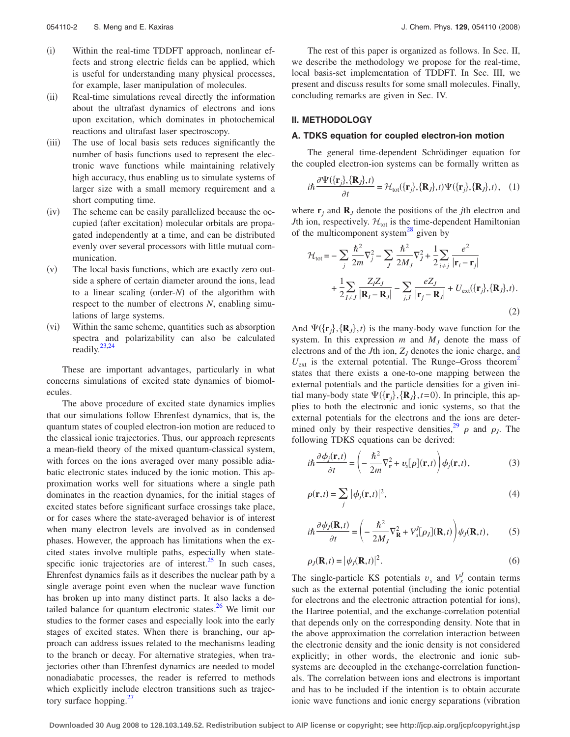(i) Within the real-time TDDFT approach, nonlinear effects and strong electric fields can be applied, which is useful for understanding many physical processes, for example, laser manipulation of molecules.

(ii) Real-time simulations reveal directly the information about the ultrafast dynamics of electrons and ions upon excitation, which dominates in photochemical reactions and ultrafast laser spectroscopy.

(iii) The use of local basis sets reduces significantly the number of basis functions used to represent the electronic wave functions while maintaining relatively high accuracy, thus enabling us to simulate systems of larger size with a small memory requirement and a short computing time.

(iv) The scheme can be easily parallelized because the occupied (after excitation) molecular orbitals are propagated independently at a time, and can be distributed evenly over several processors with little mutual communication.

(v) The local basis functions, which are exactly zero outside a sphere of certain diameter around the ions, lead to a linear scaling (order-$N$) of the algorithm with respect to the number of electrons $N$, enabling simulations of large systems.

(vi) Within the same scheme, quantities such as absorption spectra and polarizability can also be calculated readily.[23,24]

These are important advantages, particularly in what concerns simulations of excited state dynamics of biomolecules.

The above procedure of excited state dynamics implies that our simulations follow Ehrenfest dynamics, that is, the quantum states of coupled electron-ion motion are reduced to the classical ionic trajectories. Thus, our approach represents a mean-field theory of the mixed quantum-classical system, with forces on the ions averaged over many possible adiabatic electronic states induced by the ionic motion. This approximation works well for situations where a single path dominates in the reaction dynamics, for the initial stages of excited states before significant surface crossings take place, or for cases where the state-averaged behavior is of interest when many electron levels are involved as in condensed phases. However, the approach has limitations when the excited states involve multiple paths, especially when state-specific ionic trajectories are of interest.[25] In such cases, Ehrenfest dynamics fails as it describes the nuclear path by a single average point even when the nuclear wave function has broken up into many distinct parts. It also lacks a detailed balance for quantum electronic states.[26] We limit our studies to the former cases and especially look into the early stages of excited states. When there is branching, our approach can address issues related to the mechanisms leading to the branch or decay. For alternative strategies, when trajectories other than Ehrenfest dynamics are needed to model nonadiabatic processes, the reader is referred to methods which explicitly include electron transitions such as trajectory surface hopping.[27]

The rest of this paper is organized as follows. In Sec. II, we describe the methodology we propose for the real-time, local basis-set implementation of TDDFT. In Sec. III, we present and discuss results for some small molecules. Finally, concluding remarks are given in Sec. IV.

## II. METHODOLOGY

### A. TDKS equation for coupled electron-ion motion

The general time-dependent Schrödinger equation for the coupled electron-ion systems can be formally written as

$$i\hbar \frac{\partial \Psi(\{\mathbf{r}_j\},\{\mathbf{R}_J\},t)}{\partial t} = \mathcal{H}_{\rm tot}(\{\mathbf{r}_j\},\{\mathbf{R}_J\},t)\Psi(\{\mathbf{r}_j\},\{\mathbf{R}_J\},t), \quad (1)$$

where $\mathbf{r}_j$ and $\mathbf{R}_J$ denote the positions of the $j$th electron and $J$th ion, respectively. $\mathcal{H}_{\rm tot}$ is the time-dependent Hamiltonian of the multicomponent system[28] given by

$$\mathcal{H}_{\rm tot} = -\sum_j \frac{\hbar^2}{2m}\nabla_j^2 - \sum_J \frac{\hbar^2}{2M_J}\nabla_J^2 + \frac{1}{2}\sum_{i\neq j}\frac{e^2}{|\mathbf{r}_i - \mathbf{r}_j|} + \frac{1}{2}\sum_{I\neq J}\frac{Z_I Z_J}{|\mathbf{R}_I - \mathbf{R}_J|} - \sum_{j,J}\frac{eZ_J}{|\mathbf{r}_j - \mathbf{R}_J|} + U_{\rm ext}(\{\mathbf{r}_j\},\{\mathbf{R}_J\},t). \quad (2)$$

And $\Psi(\{\mathbf{r}_j\},\{\mathbf{R}_J\},t)$ is the many-body wave function for the system. In this expression $m$ and $M_J$ denote the mass of electrons and of the $J$th ion, $Z_J$ denotes the ionic charge, and $U_{\rm ext}$ is the external potential. The Runge–Gross theorem[2] states that there exists a one-to-one mapping between the external potentials and the particle densities for a given initial many-body state $\Psi(\{\mathbf{r}_j\},\{\mathbf{R}_J\},t=0)$. In principle, this applies to both the electronic and ionic systems, so that the external potentials for the electrons and the ions are determined only by their respective densities,[29] $\rho$ and $\rho_J$. The following TDKS equations can be derived:

$$i\hbar \frac{\partial \phi_j(\mathbf{r},t)}{\partial t} = \left(-\frac{\hbar^2}{2m}\nabla_{\mathbf{r}}^2 + v_s[\rho](\mathbf{r},t)\right)\phi_j(\mathbf{r},t), \quad (3)$$

$$\rho(\mathbf{r},t) = \sum_j |\phi_j(\mathbf{r},t)|^2, \quad (4)$$

$$i\hbar \frac{\partial \psi_J(\mathbf{R},t)}{\partial t} = \left(-\frac{\hbar^2}{2M_J}\nabla_{\mathbf{R}}^2 + V_s^J[\rho_J](\mathbf{R},t)\right)\psi_J(\mathbf{R},t), \quad (5)$$

$$\rho_J(\mathbf{R},t) = |\psi_J(\mathbf{R},t)|^2. \quad (6)$$

The single-particle KS potentials $v_s$ and $V_s^J$ contain terms such as the external potential (including the ionic potential for electrons and the electronic attraction potential for ions), the Hartree potential, and the exchange-correlation potential that depends only on the corresponding density. Note that in the above approximation the correlation interaction between the electronic density and the ionic density is not considered explicitly; in other words, the electronic and ionic subsystems are decoupled in the exchange-correlation functionals. The correlation between ions and electrons is important and has to be included if the intention is to obtain accurate ionic wave functions and ionic energy separations (vibration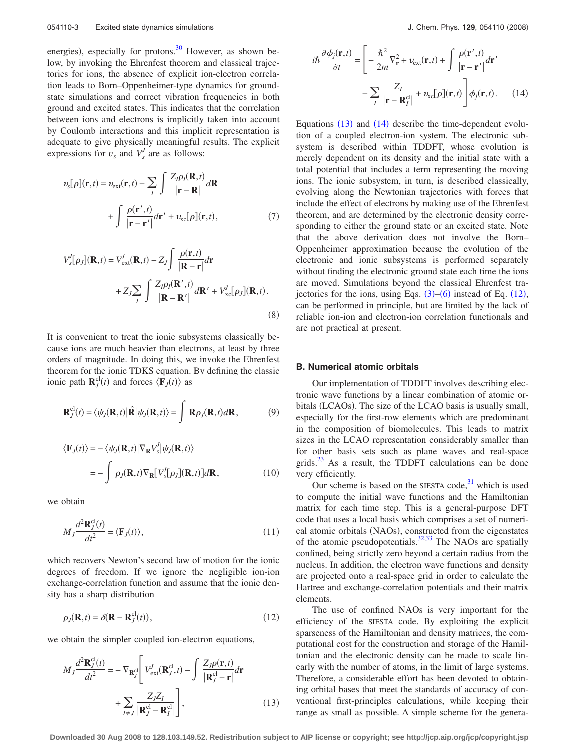energies), especially for protons.[30] However, as shown below, by invoking the Ehrenfest theorem and classical trajectories for ions, the absence of explicit ion-electron correlation leads to Born–Oppenheimer-type dynamics for ground-state simulations and correct vibration frequencies in both ground and excited states. This indicates that the correlation between ions and electrons is implicitly taken into account by Coulomb interactions and this implicit representation is adequate to give physically meaningful results. The explicit expressions for $v_s$ and $V_s^J$ are as follows:

$$v_s[\rho](\mathbf{r},t) = v_{\text{ext}}(\mathbf{r},t) - \sum_I \int \frac{Z_I \rho_I(\mathbf{R},t)}{|\mathbf{r}-\mathbf{R}|} d\mathbf{R} + \int \frac{\rho(\mathbf{r}',t)}{|\mathbf{r}-\mathbf{r}'|} d\mathbf{r}' + v_{\text{xc}}[\rho](\mathbf{r},t), \tag{7}$$

$$V_s^J[\rho_J](\mathbf{R},t) = V_{\text{ext}}^J(\mathbf{R},t) - Z_J \int \frac{\rho(\mathbf{r},t)}{|\mathbf{R}-\mathbf{r}|} d\mathbf{r} + Z_J \sum_I \int \frac{Z_I \rho_I(\mathbf{R}',t)}{|\mathbf{R}-\mathbf{R}'|} d\mathbf{R}' + V_{\text{xc}}^J[\rho_J](\mathbf{R},t). \tag{8}$$

It is convenient to treat the ionic subsystems classically because ions are much heavier than electrons, at least by three orders of magnitude. In doing this, we invoke the Ehrenfest theorem for the ionic TDKS equation. By defining the classic ionic path $\mathbf{R}_J^{\text{cl}}(t)$ and forces $\langle \mathbf{F}_J(t) \rangle$ as

$$\mathbf{R}_J^{\text{cl}}(t) = \langle \psi_J(\mathbf{R},t) | \hat{\mathbf{R}} | \psi_J(\mathbf{R},t) \rangle = \int \mathbf{R} \rho_J(\mathbf{R},t) d\mathbf{R}, \tag{9}$$

$$\langle \mathbf{F}_J(t) \rangle = -\langle \psi_J(\mathbf{R},t) | \nabla_{\mathbf{R}} V_s^J | \psi_J(\mathbf{R},t) \rangle = -\int \rho_J(\mathbf{R},t) \nabla_{\mathbf{R}} [V_s^J[\rho_J](\mathbf{R},t)] d\mathbf{R}, \tag{10}$$

we obtain

$$M_J \frac{d^2 \mathbf{R}_J^{\text{cl}}(t)}{dt^2} = \langle \mathbf{F}_J(t) \rangle, \tag{11}$$

which recovers Newton's second law of motion for the ionic degrees of freedom. If we ignore the negligible ion-ion exchange-correlation function and assume that the ionic density has a sharp distribution

$$\rho_J(\mathbf{R},t) = \delta(\mathbf{R} - \mathbf{R}_J^{\text{cl}}(t)), \tag{12}$$

we obtain the simpler coupled ion-electron equations,

$$M_J \frac{d^2 \mathbf{R}_J^{\text{cl}}(t)}{dt^2} = -\nabla_{\mathbf{R}_J^{\text{cl}}} \left[ V_{\text{ext}}^J(\mathbf{R}_J^{\text{cl}},t) - \int \frac{Z_J \rho(\mathbf{r},t)}{|\mathbf{R}_J^{\text{cl}} - \mathbf{r}|} d\mathbf{r} + \sum_{I \neq J} \frac{Z_J Z_I}{|\mathbf{R}_J^{\text{cl}} - \mathbf{R}_I^{\text{cl}}|} \right], \tag{13}$$

$$i\hbar \frac{\partial \phi_j(\mathbf{r},t)}{\partial t} = \left[ -\frac{\hbar^2}{2m} \nabla_{\mathbf{r}}^2 + v_{\text{ext}}(\mathbf{r},t) + \int \frac{\rho(\mathbf{r}',t)}{|\mathbf{r}-\mathbf{r}'|} d\mathbf{r}' - \sum_I \frac{Z_I}{|\mathbf{r} - \mathbf{R}_I^{\text{cl}}|} + v_{\text{xc}}[\rho](\mathbf{r},t) \right] \phi_j(\mathbf{r},t). \tag{14}$$

Equations (13) and (14) describe the time-dependent evolution of a coupled electron-ion system. The electronic subsystem is described within TDDFT, whose evolution is merely dependent on its density and the initial state with a total potential that includes a term representing the moving ions. The ionic subsystem, in turn, is described classically, evolving along the Newtonian trajectories with forces that include the effect of electrons by making use of the Ehrenfest theorem, and are determined by the electronic density corresponding to either the ground state or an excited state. Note that the above derivation does not involve the Born–Oppenheimer approximation because the evolution of the electronic and ionic subsystems is performed separately without finding the electronic ground state each time the ions are moved. Simulations beyond the classical Ehrenfest trajectories for the ions, using Eqs. (3)–(6) instead of Eq. (12), can be performed in principle, but are limited by the lack of reliable ion-ion and electron-ion correlation functionals and are not practical at present.

### B. Numerical atomic orbitals

Our implementation of TDDFT involves describing electronic wave functions by a linear combination of atomic orbitals (LCAOs). The size of the LCAO basis is usually small, especially for the first-row elements which are predominant in the composition of biomolecules. This leads to matrix sizes in the LCAO representation considerably smaller than for other basis sets such as plane waves and real-space grids.[23] As a result, the TDDFT calculations can be done very efficiently.

Our scheme is based on the SIESTA code,[31] which is used to compute the initial wave functions and the Hamiltonian matrix for each time step. This is a general-purpose DFT code that uses a local basis which comprises a set of numerical atomic orbitals (NAOs), constructed from the eigenstates of the atomic pseudopotentials.[32,33] The NAOs are spatially confined, being strictly zero beyond a certain radius from the nucleus. In addition, the electron wave functions and density are projected onto a real-space grid in order to calculate the Hartree and exchange-correlation potentials and their matrix elements.

The use of confined NAOs is very important for the efficiency of the SIESTA code. By exploiting the explicit sparseness of the Hamiltonian and density matrices, the computational cost for the construction and storage of the Hamiltonian and the electronic density can be made to scale linearly with the number of atoms, in the limit of large systems. Therefore, a considerable effort has been devoted to obtaining orbital bases that meet the standards of accuracy of conventional first-principles calculations, while keeping their range as small as possible. A simple scheme for the genera-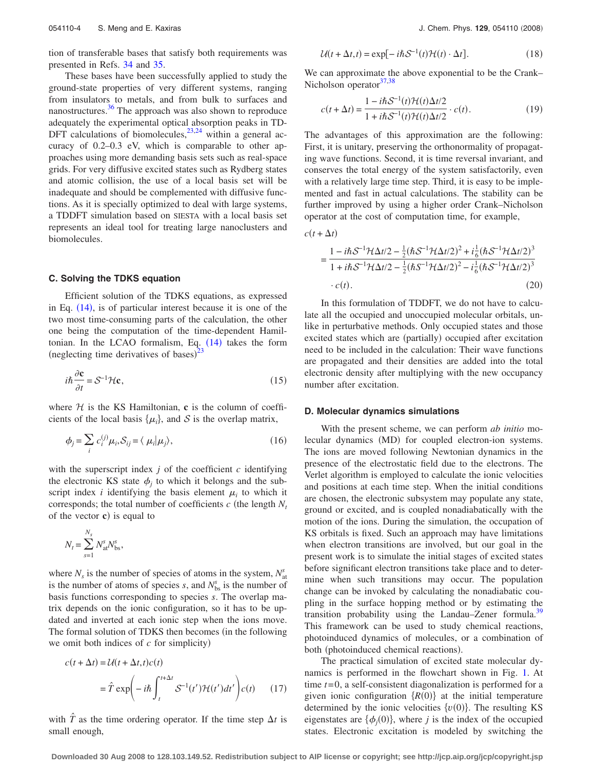tion of transferable bases that satisfy both requirements was presented in Refs. 34 and 35.

These bases have been successfully applied to study the ground-state properties of very different systems, ranging from insulators to metals, and from bulk to surfaces and nanostructures.[36] The approach was also shown to reproduce adequately the experimental optical absorption peaks in TD-DFT calculations of biomolecules,[23,24] within a general accuracy of 0.2–0.3 eV, which is comparable to other approaches using more demanding basis sets such as real-space grids. For very diffusive excited states such as Rydberg states and atomic collision, the use of a local basis set will be inadequate and should be complemented with diffusive functions. As it is specially optimized to deal with large systems, a TDDFT simulation based on SIESTA with a local basis set represents an ideal tool for treating large nanoclusters and biomolecules.

### C. Solving the TDKS equation

Efficient solution of the TDKS equations, as expressed in Eq. (14), is of particular interest because it is one of the two most time-consuming parts of the calculation, the other one being the computation of the time-dependent Hamiltonian. In the LCAO formalism, Eq. (14) takes the form (neglecting time derivatives of bases)[23]

$$i\hbar \frac{\partial \mathbf{c}}{\partial t} = \mathcal{S}^{-1}\mathcal{H}\mathbf{c}, \tag{15}$$

where $\mathcal{H}$ is the KS Hamiltonian, $\mathbf{c}$ is the column of coefficients of the local basis $\{\mu_i\}$, and $\mathcal{S}$ is the overlap matrix,

$$\phi_j = \sum_i c_i^{(j)} \mu_i, \mathcal{S}_{ij} = \langle \mu_i | \mu_j \rangle, \tag{16}$$

with the superscript index $j$ of the coefficient $c$ identifying the electronic KS state $\phi_j$ to which it belongs and the subscript index $i$ identifying the basis element $\mu_i$ to which it corresponds; the total number of coefficients $c$ (the length $N_t$ of the vector $\mathbf{c}$) is equal to

$$N_t = \sum_{s=1}^{N_s} N_{\mathrm{at}}^s N_{\mathrm{bs}}^s,$$

where $N_s$ is the number of species of atoms in the system, $N_{\mathrm{at}}^s$ is the number of atoms of species $s$, and $N_{\mathrm{bs}}^s$ is the number of basis functions corresponding to species $s$. The overlap matrix depends on the ionic configuration, so it has to be updated and inverted at each ionic step when the ions move. The formal solution of TDKS then becomes (in the following we omit both indices of $c$ for simplicity)

$$\begin{aligned} c(t+\Delta t) &= \mathcal{U}(t+\Delta t, t) c(t) \\ &= \hat{T} \exp\left( - i\hbar \int_t^{t+\Delta t} \mathcal{S}^{-1}(t')\mathcal{H}(t') dt' \right) c(t) \end{aligned} \tag{17}$$

with $\hat{T}$ as the time ordering operator. If the time step $\Delta t$ is small enough,

$$\mathcal{U}(t+\Delta t, t) = \exp[-i\hbar \mathcal{S}^{-1}(t)\mathcal{H}(t) \cdot \Delta t]. \tag{18}$$

We can approximate the above exponential to be the Crank–Nicholson operator[37,38]

$$c(t+\Delta t) = \frac{1 - i\hbar \mathcal{S}^{-1}(t)\mathcal{H}(t)\Delta t/2}{1 + i\hbar \mathcal{S}^{-1}(t)\mathcal{H}(t)\Delta t/2} \cdot c(t). \tag{19}$$

The advantages of this approximation are the following: First, it is unitary, preserving the orthonormality of propagating wave functions. Second, it is time reversal invariant, and conserves the total energy of the system satisfactorily, even with a relatively large time step. Third, it is easy to be implemented and fast in actual calculations. The stability can be further improved by using a higher order Crank–Nicholson operator at the cost of computation time, for example,

$$\begin{aligned} c(t+\Delta t) &= \frac{1 - i\hbar \mathcal{S}^{-1}\mathcal{H}\Delta t/2 - \frac{1}{2}(\hbar \mathcal{S}^{-1}\mathcal{H}\Delta t/2)^2 + i\frac{1}{6}(\hbar \mathcal{S}^{-1}\mathcal{H}\Delta t/2)^3}{1 + i\hbar \mathcal{S}^{-1}\mathcal{H}\Delta t/2 - \frac{1}{2}(\hbar \mathcal{S}^{-1}\mathcal{H}\Delta t/2)^2 - i\frac{1}{6}(\hbar \mathcal{S}^{-1}\mathcal{H}\Delta t/2)^3} \\ &\quad \cdot c(t). \end{aligned} \tag{20}$$

In this formulation of TDDFT, we do not have to calculate all the occupied and unoccupied molecular orbitals, unlike in perturbative methods. Only occupied states and those excited states which are (partially) occupied after excitation need to be included in the calculation: Their wave functions are propagated and their densities are added into the total electronic density after multiplying with the new occupancy number after excitation.

### D. Molecular dynamics simulations

With the present scheme, we can perform *ab initio* molecular dynamics (MD) for coupled electron-ion systems. The ions are moved following Newtonian dynamics in the presence of the electrostatic field due to the electrons. The Verlet algorithm is employed to calculate the ionic velocities and positions at each time step. When the initial conditions are chosen, the electronic subsystem may populate any state, ground or excited, and is coupled nonadiabatically with the motion of the ions. During the simulation, the occupation of KS orbitals is fixed. Such an approach may have limitations when electron transitions are involved, but our goal in the present work is to simulate the initial stages of excited states before significant electron transitions take place and to determine when such transitions may occur. The population change can be invoked by calculating the nonadiabatic coupling in the surface hopping method or by estimating the transition probability using the Landau–Zener formula.[39] This framework can be used to study chemical reactions, photoinduced dynamics of molecules, or a combination of both (photoinduced chemical reactions).

The practical simulation of excited state molecular dynamics is performed in the flowchart shown in Fig. 1. At time $t=0$, a self-consistent diagonalization is performed for a given ionic configuration $\{R(0)\}$ at the initial temperature determined by the ionic velocities $\{v(0)\}$. The resulting KS eigenstates are $\{\phi_j(0)\}$, where $j$ is the index of the occupied states. Electronic excitation is modeled by switching the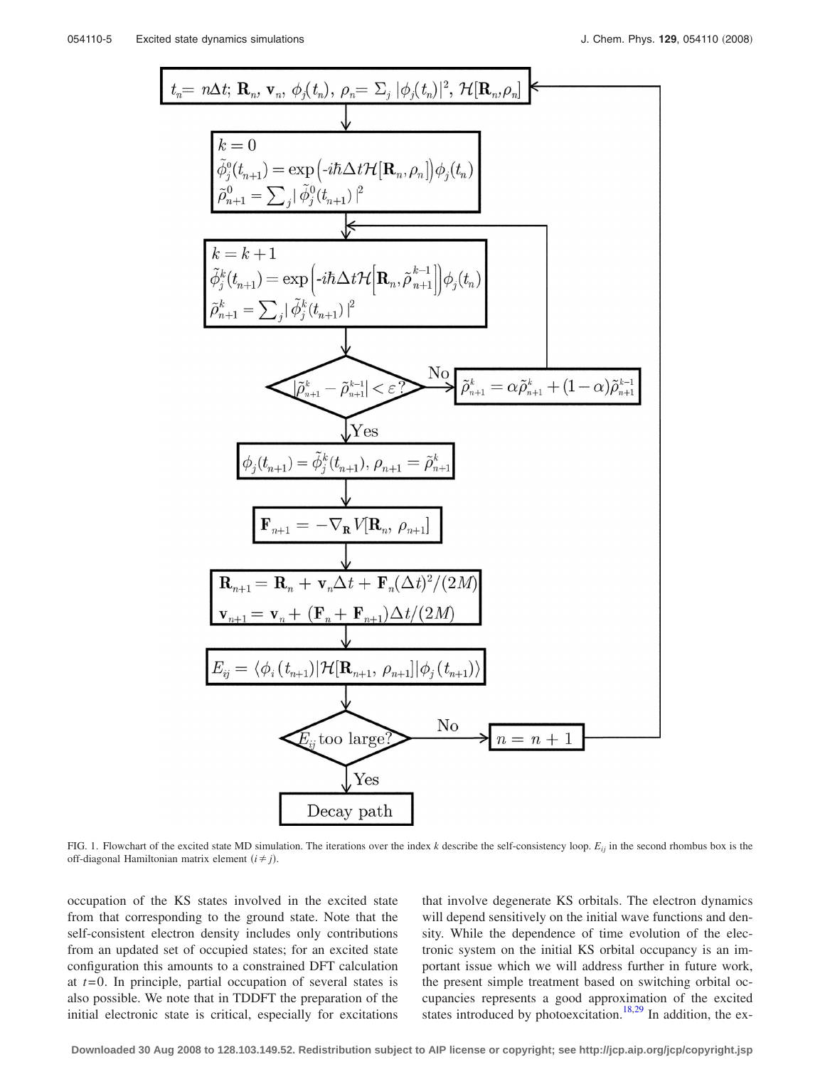FIG. 1. Flowchart of the excited state MD simulation. The iterations over the index $k$ describe the self-consistency loop. $E_{ij}$ in the second rhombus box is the off-diagonal Hamiltonian matrix element ($i \neq j$).

occupation of the KS states involved in the excited state from that corresponding to the ground state. Note that the self-consistent electron density includes only contributions from an updated set of occupied states; for an excited state configuration this amounts to a constrained DFT calculation at $t=0$. In principle, partial occupation of several states is also possible. We note that in TDDFT the preparation of the initial electronic state is critical, especially for excitations that involve degenerate KS orbitals. The electron dynamics will depend sensitively on the initial wave functions and density. While the dependence of time evolution of the electronic system on the initial KS orbital occupancy is an important issue which we will address further in future work, the present simple treatment based on switching orbital occupancies represents a good approximation of the excited states introduced by photoexcitation.[18,29] In addition, the ex-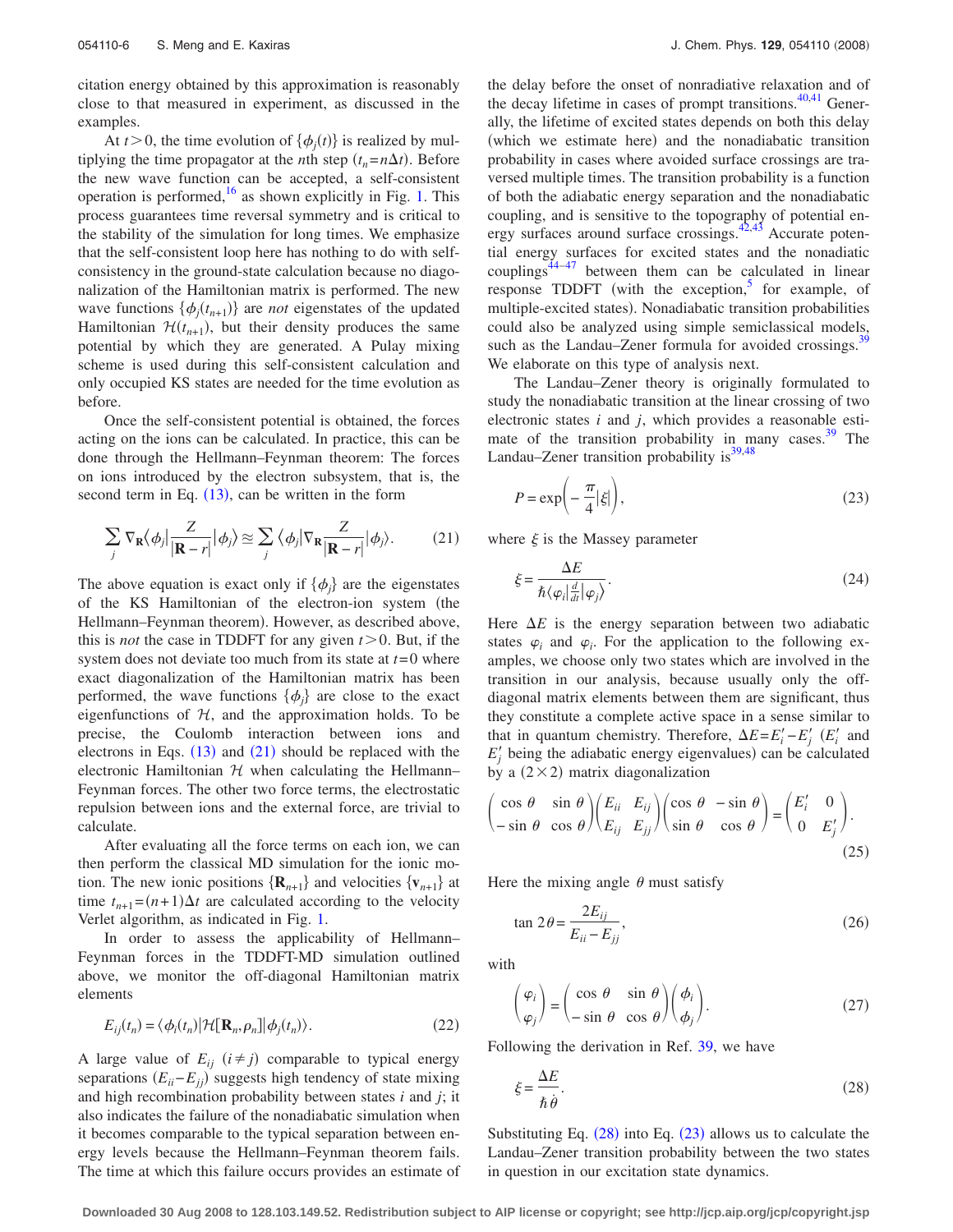citation energy obtained by this approximation is reasonably close to that measured in experiment, as discussed in the examples.

At $t>0$, the time evolution of $\{\phi_j(t)\}$ is realized by multiplying the time propagator at the $n$th step ($t_n=n\Delta t$). Before the new wave function can be accepted, a self-consistent operation is performed,[16] as shown explicitly in Fig. 1. This process guarantees time reversal symmetry and is critical to the stability of the simulation for long times. We emphasize that the self-consistent loop here has nothing to do with self-consistency in the ground-state calculation because no diagonalization of the Hamiltonian matrix is performed. The new wave functions $\{\phi_j(t_{n+1})\}$ are *not* eigenstates of the updated Hamiltonian $\mathcal{H}(t_{n+1})$, but their density produces the same potential by which they are generated. A Pulay mixing scheme is used during this self-consistent calculation and only occupied KS states are needed for the time evolution as before.

Once the self-consistent potential is obtained, the forces acting on the ions can be calculated. In practice, this can be done through the Hellmann–Feynman theorem: The forces on ions introduced by the electron subsystem, that is, the second term in Eq. (13), can be written in the form

$$\sum_j \nabla_{\mathbf{R}}\langle\phi_j|\frac{Z}{|\mathbf{R}-r|}|\phi_j\rangle \cong \sum_j \langle\phi_j|\nabla_{\mathbf{R}}\frac{Z}{|\mathbf{R}-r|}|\phi_j\rangle. \tag{21}$$

The above equation is exact only if $\{\phi_j\}$ are the eigenstates of the KS Hamiltonian of the electron-ion system (the Hellmann–Feynman theorem). However, as described above, this is *not* the case in TDDFT for any given $t>0$. But, if the system does not deviate too much from its state at $t=0$ where exact diagonalization of the Hamiltonian matrix has been performed, the wave functions $\{\phi_j\}$ are close to the exact eigenfunctions of $\mathcal{H}$, and the approximation holds. To be precise, the Coulomb interaction between ions and electrons in Eqs. (13) and (21) should be replaced with the electronic Hamiltonian $\mathcal{H}$ when calculating the Hellmann–Feynman forces. The other two force terms, the electrostatic repulsion between ions and the external force, are trivial to calculate.

After evaluating all the force terms on each ion, we can then perform the classical MD simulation for the ionic motion. The new ionic positions $\{\mathbf{R}_{n+1}\}$ and velocities $\{\mathbf{v}_{n+1}\}$ at time $t_{n+1}=(n+1)\Delta t$ are calculated according to the velocity Verlet algorithm, as indicated in Fig. 1.

In order to assess the applicability of Hellmann–Feynman forces in the TDDFT-MD simulation outlined above, we monitor the off-diagonal Hamiltonian matrix elements

$$E_{ij}(t_n) = \langle\phi_i(t_n)|\mathcal{H}[\mathbf{R}_n,\rho_n]|\phi_j(t_n)\rangle. \tag{22}$$

A large value of $E_{ij}$ ($i\neq j$) comparable to typical energy separations ($E_{ii}-E_{jj}$) suggests high tendency of state mixing and high recombination probability between states $i$ and $j$; it also indicates the failure of the nonadiabatic simulation when it becomes comparable to the typical separation between energy levels because the Hellmann–Feynman theorem fails. The time at which this failure occurs provides an estimate of the delay before the onset of nonradiative relaxation and of the decay lifetime in cases of prompt transitions.[40,41] Generally, the lifetime of excited states depends on both this delay (which we estimate here) and the nonadiabatic transition probability in cases where avoided surface crossings are traversed multiple times. The transition probability is a function of both the adiabatic energy separation and the nonadiabatic coupling, and is sensitive to the topography of potential energy surfaces around surface crossings.[42,43] Accurate potential energy surfaces for excited states and the nonadiatic couplings[44–47] between them can be calculated in linear response TDDFT (with the exception,[5] for example, of multiple-excited states). Nonadiabatic transition probabilities could also be analyzed using simple semiclassical models, such as the Landau–Zener formula for avoided crossings.[39] We elaborate on this type of analysis next.

The Landau–Zener theory is originally formulated to study the nonadiabatic transition at the linear crossing of two electronic states $i$ and $j$, which provides a reasonable estimate of the transition probability in many cases.[39] The Landau–Zener transition probability is[39,48]

$$P = \exp\left(-\frac{\pi}{4}|\xi|\right), \tag{23}$$

where $\xi$ is the Massey parameter

$$\xi = \frac{\Delta E}{\hbar\langle\varphi_i|\frac{d}{dt}|\varphi_j\rangle}. \tag{24}$$

Here $\Delta E$ is the energy separation between two adiabatic states $\varphi_i$ and $\varphi_i$. For the application to the following examples, we choose only two states which are involved in the transition in our analysis, because usually only the off-diagonal matrix elements between them are significant, thus they constitute a complete active space in a sense similar to that in quantum chemistry. Therefore, $\Delta E = E_i' - E_j'$ ($E_i'$ and $E_j'$ being the adiabatic energy eigenvalues) can be calculated by a $(2\times 2)$ matrix diagonalization

$$\begin{pmatrix} \cos\theta & \sin\theta \\ -\sin\theta & \cos\theta \end{pmatrix}\begin{pmatrix} E_{ii} & E_{ij} \\ E_{ij} & E_{jj} \end{pmatrix}\begin{pmatrix} \cos\theta & -\sin\theta \\ \sin\theta & \cos\theta \end{pmatrix} = \begin{pmatrix} E_i' & 0 \\ 0 & E_j' \end{pmatrix}. \tag{25}$$

Here the mixing angle $\theta$ must satisfy

$$\tan 2\theta = \frac{2E_{ij}}{E_{ii}-E_{jj}}, \tag{26}$$

with

$$\begin{pmatrix} \varphi_i \\ \varphi_j \end{pmatrix} = \begin{pmatrix} \cos\theta & \sin\theta \\ -\sin\theta & \cos\theta \end{pmatrix}\begin{pmatrix} \phi_i \\ \phi_j \end{pmatrix}. \tag{27}$$

Following the derivation in Ref. 39, we have

$$\xi = \frac{\Delta E}{\hbar\dot{\theta}}. \tag{28}$$

Substituting Eq. (28) into Eq. (23) allows us to calculate the Landau–Zener transition probability between the two states in question in our excitation state dynamics.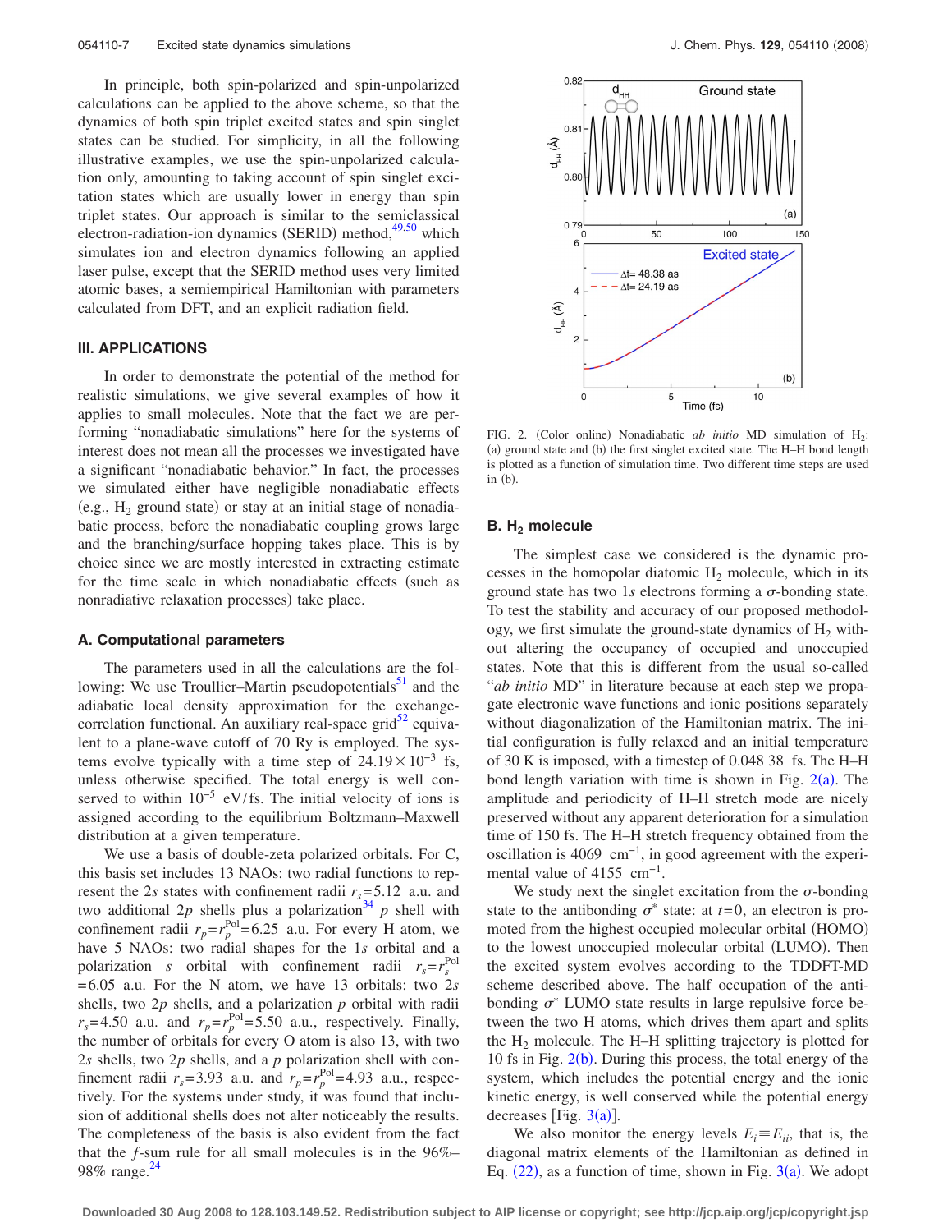In principle, both spin-polarized and spin-unpolarized calculations can be applied to the above scheme, so that the dynamics of both spin triplet excited states and spin singlet states can be studied. For simplicity, in all the following illustrative examples, we use the spin-unpolarized calculation only, amounting to taking account of spin singlet excitation states which are usually lower in energy than spin triplet states. Our approach is similar to the semiclassical electron-radiation-ion dynamics (SERID) method,[49,50] which simulates ion and electron dynamics following an applied laser pulse, except that the SERID method uses very limited atomic bases, a semiempirical Hamiltonian with parameters calculated from DFT, and an explicit radiation field.

## III. APPLICATIONS

In order to demonstrate the potential of the method for realistic simulations, we give several examples of how it applies to small molecules. Note that the fact we are performing "nonadiabatic simulations" here for the systems of interest does not mean all the processes we investigated have a significant "nonadiabatic behavior." In fact, the processes we simulated either have negligible nonadiabatic effects (e.g., $H_2$ ground state) or stay at an initial stage of nonadiabatic process, before the nonadiabatic coupling grows large and the branching/surface hopping takes place. This is by choice since we are mostly interested in extracting estimate for the time scale in which nonadiabatic effects (such as nonradiative relaxation processes) take place.

### A. Computational parameters

The parameters used in all the calculations are the following: We use Troullier–Martin pseudopotentials[51] and the adiabatic local density approximation for the exchange-correlation functional. An auxiliary real-space grid[52] equivalent to a plane-wave cutoff of 70 Ry is employed. The systems evolve typically with a time step of $24.19\times10^{-3}$ fs, unless otherwise specified. The total energy is well conserved to within $10^{-5}$ eV/fs. The initial velocity of ions is assigned according to the equilibrium Boltzmann–Maxwell distribution at a given temperature.

We use a basis of double-zeta polarized orbitals. For C, this basis set includes 13 NAOs: two radial functions to represent the $2s$ states with confinement radii $r_s=5.12$ a.u. and two additional $2p$ shells plus a polarization[34] $p$ shell with confinement radii $r_p=r_p^{\mathrm{Pol}}=6.25$ a.u. For every H atom, we have 5 NAOs: two radial shapes for the $1s$ orbital and a polarization $s$ orbital with confinement radii $r_s=r_s^{\mathrm{Pol}}=6.05$ a.u. For the N atom, we have 13 orbitals: two $2s$ shells, two $2p$ shells, and a polarization $p$ orbital with radii $r_s=4.50$ a.u. and $r_p=r_p^{\mathrm{Pol}}=5.50$ a.u., respectively. Finally, the number of orbitals for every O atom is also 13, with two $2s$ shells, two $2p$ shells, and a $p$ polarization shell with confinement radii $r_s=3.93$ a.u. and $r_p=r_p^{\mathrm{Pol}}=4.93$ a.u., respectively. For the systems under study, it was found that inclusion of additional shells does not alter noticeably the results. The completeness of the basis is also evident from the fact that the $f$-sum rule for all small molecules is in the 96%–98% range.[24]

FIG. 2. (Color online) Nonadiabatic *ab initio* MD simulation of $H_2$: (a) ground state and (b) the first singlet excited state. The H–H bond length is plotted as a function of simulation time. Two different time steps are used in (b).

### B. $H_2$ molecule

The simplest case we considered is the dynamic processes in the homopolar diatomic $H_2$ molecule, which in its ground state has two $1s$ electrons forming a $\sigma$-bonding state. To test the stability and accuracy of our proposed methodology, we first simulate the ground-state dynamics of $H_2$ without altering the occupancy of occupied and unoccupied states. Note that this is different from the usual so-called "*ab initio* MD" in literature because at each step we propagate electronic wave functions and ionic positions separately without diagonalization of the Hamiltonian matrix. The initial configuration is fully relaxed and an initial temperature of 30 K is imposed, with a timestep of 0.048 38 fs. The H–H bond length variation with time is shown in Fig. 2(a). The amplitude and periodicity of H–H stretch mode are nicely preserved without any apparent deterioration for a simulation time of 150 fs. The H–H stretch frequency obtained from the oscillation is 4069 $\mathrm{cm}^{-1}$, in good agreement with the experimental value of 4155 $\mathrm{cm}^{-1}$.

We study next the singlet excitation from the $\sigma$-bonding state to the antibonding $\sigma^*$ state: at $t=0$, an electron is promoted from the highest occupied molecular orbital (HOMO) to the lowest unoccupied molecular orbital (LUMO). Then the excited system evolves according to the TDDFT-MD scheme described above. The half occupation of the antibonding $\sigma^*$ LUMO state results in large repulsive force between the two H atoms, which drives them apart and splits the $H_2$ molecule. The H–H splitting trajectory is plotted for 10 fs in Fig. 2(b). During this process, the total energy of the system, which includes the potential energy and the ionic kinetic energy, is well conserved while the potential energy decreases [Fig. 3(a)].

We also monitor the energy levels $E_i\equiv E_{ii}$, that is, the diagonal matrix elements of the Hamiltonian as defined in Eq. (22), as a function of time, shown in Fig. 3(a). We adopt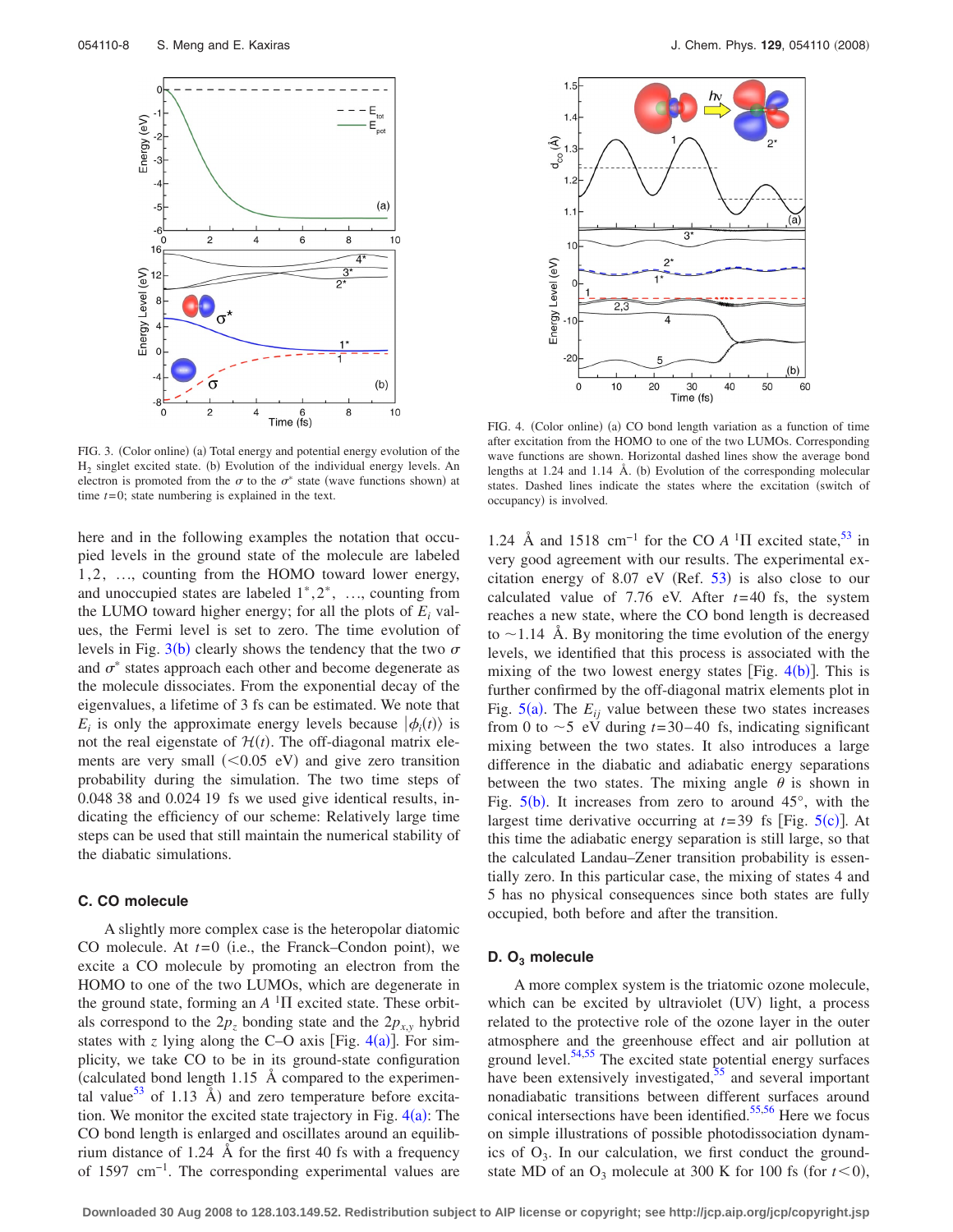FIG. 3. (Color online) (a) Total energy and potential energy evolution of the $H_2$ singlet excited state. (b) Evolution of the individual energy levels. An electron is promoted from the $\sigma$ to the $\sigma^*$ state (wave functions shown) at time $t=0$; state numbering is explained in the text.

here and in the following examples the notation that occupied levels in the ground state of the molecule are labeled $1, 2, \ldots,$ counting from the HOMO toward lower energy, and unoccupied states are labeled $1^*, 2^*, \ldots,$ counting from the LUMO toward higher energy; for all the plots of $E_i$ values, the Fermi level is set to zero. The time evolution of levels in Fig. 3(b) clearly shows the tendency that the two $\sigma$ and $\sigma^*$ states approach each other and become degenerate as the molecule dissociates. From the exponential decay of the eigenvalues, a lifetime of 3 fs can be estimated. We note that $E_i$ is only the approximate energy levels because $|\phi_i(t)\rangle$ is not the real eigenstate of $\mathcal{H}(t)$. The off-diagonal matrix elements are very small ($<0.05$ eV) and give zero transition probability during the simulation. The two time steps of 0.048 38 and 0.024 19 fs we used give identical results, indicating the efficiency of our scheme: Relatively large time steps can be used that still maintain the numerical stability of the diabatic simulations.

### C. CO molecule

A slightly more complex case is the heteropolar diatomic CO molecule. At $t=0$ (i.e., the Franck–Condon point), we excite a CO molecule by promoting an electron from the HOMO to one of the two LUMOs, which are degenerate in the ground state, forming an $A\ ^1\Pi$ excited state. These orbitals correspond to the $2p_z$ bonding state and the $2p_{x,y}$ hybrid states with $z$ lying along the C–O axis [Fig. 4(a)]. For simplicity, we take CO to be in its ground-state configuration (calculated bond length 1.15 Å compared to the experimental value[53] of 1.13 Å) and zero temperature before excitation. We monitor the excited state trajectory in Fig. 4(a): The CO bond length is enlarged and oscillates around an equilibrium distance of 1.24 Å for the first 40 fs with a frequency of 1597 $\mathrm{cm}^{-1}$. The corresponding experimental values are 1.24 Å and 1518 $\mathrm{cm}^{-1}$ for the CO $A\ ^1\Pi$ excited state,[53] in very good agreement with our results. The experimental excitation energy of 8.07 eV (Ref. 53) is also close to our calculated value of 7.76 eV. After $t=40$ fs, the system reaches a new state, where the CO bond length is decreased to $\sim 1.14$ Å. By monitoring the time evolution of the energy levels, we identified that this process is associated with the mixing of the two lowest energy states [Fig. 4(b)]. This is further confirmed by the off-diagonal matrix elements plot in Fig. 5(a). The $E_{ij}$ value between these two states increases from 0 to $\sim 5$ eV during $t=30$–40 fs, indicating significant mixing between the two states. It also introduces a large difference in the diabatic and adiabatic energy separations between the two states. The mixing angle $\theta$ is shown in Fig. 5(b). It increases from zero to around 45°, with the largest time derivative occurring at $t=39$ fs [Fig. 5(c)]. At this time the adiabatic energy separation is still large, so that the calculated Landau–Zener transition probability is essentially zero. In this particular case, the mixing of states 4 and 5 has no physical consequences since both states are fully occupied, both before and after the transition.

FIG. 4. (Color online) (a) CO bond length variation as a function of time after excitation from the HOMO to one of the two LUMOs. Corresponding wave functions are shown. Horizontal dashed lines show the average bond lengths at 1.24 and 1.14 Å. (b) Evolution of the corresponding molecular states. Dashed lines indicate the states where the excitation (switch of occupancy) is involved.

### D. $O_3$ molecule

A more complex system is the triatomic ozone molecule, which can be excited by ultraviolet (UV) light, a process related to the protective role of the ozone layer in the outer atmosphere and the greenhouse effect and air pollution at ground level.[54,55] The excited state potential energy surfaces have been extensively investigated,[55] and several important nonadiabatic transitions between different surfaces around conical intersections have been identified.[55,56] Here we focus on simple illustrations of possible photodissociation dynamics of $O_3$. In our calculation, we first conduct the ground-state MD of an $O_3$ molecule at 300 K for 100 fs (for $t<0$),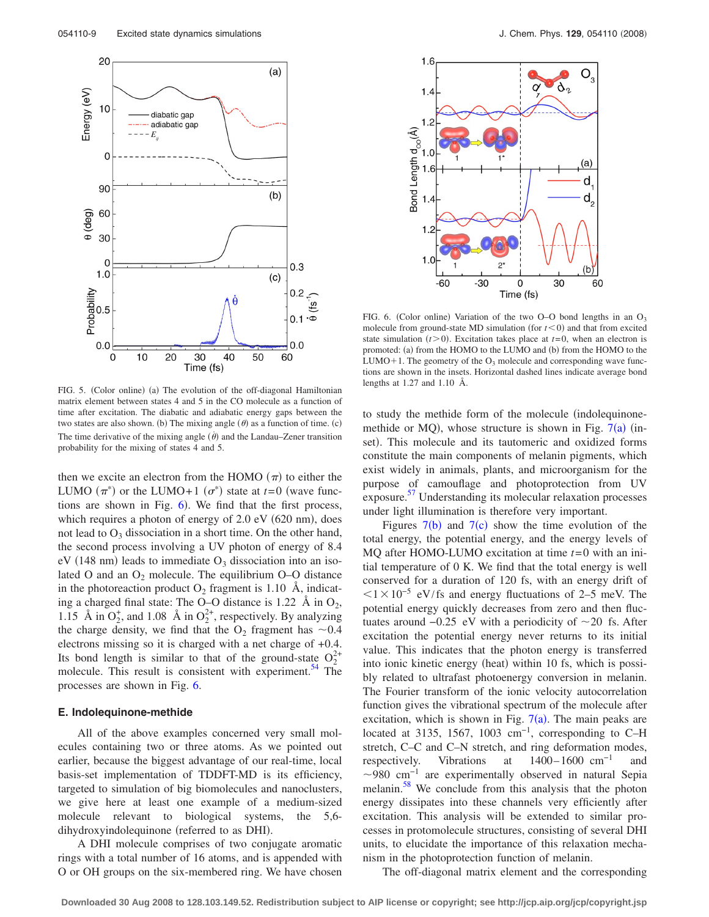FIG. 5. (Color online) (a) The evolution of the off-diagonal Hamiltonian matrix element between states 4 and 5 in the CO molecule as a function of time after excitation. The diabatic and adiabatic energy gaps between the two states are also shown. (b) The mixing angle ($\theta$) as a function of time. (c) The time derivative of the mixing angle ($\dot{\theta}$) and the Landau–Zener transition probability for the mixing of states 4 and 5.

FIG. 6. (Color online) Variation of the two O–O bond lengths in an $O_3$ molecule from ground-state MD simulation (for $t<0$) and that from excited state simulation ($t>0$). Excitation takes place at $t=0$, when an electron is promoted: (a) from the HOMO to the LUMO and (b) from the HOMO to the LUMO+1. The geometry of the $O_3$ molecule and corresponding wave functions are shown in the insets. Horizontal dashed lines indicate average bond lengths at 1.27 and 1.10 Å.

then we excite an electron from the HOMO ($\pi$) to either the LUMO ($\pi^*$) or the LUMO+1 ($\sigma^*$) state at $t=0$ (wave functions are shown in Fig. 6). We find that the first process, which requires a photon of energy of 2.0 eV (620 nm), does not lead to $O_3$ dissociation in a short time. On the other hand, the second process involving a UV photon of energy of 8.4 eV (148 nm) leads to immediate $O_3$ dissociation into an isolated O and an $O_2$ molecule. The equilibrium O–O distance in the photoreaction product $O_2$ fragment is 1.10 Å, indicating a charged final state: The O–O distance is 1.22 Å in $O_2$, 1.15 Å in $O_2^+$, and 1.08 Å in $O_2^{2+}$, respectively. By analyzing the charge density, we find that the $O_2$ fragment has ~0.4 electrons missing so it is charged with a net charge of +0.4. Its bond length is similar to that of the ground-state $O_2^{2+}$ molecule. This result is consistent with experiment.[54] The processes are shown in Fig. 6.

### E. Indolequinone-methide

All of the above examples concerned very small molecules containing two or three atoms. As we pointed out earlier, because the biggest advantage of our real-time, local basis-set implementation of TDDFT-MD is its efficiency, targeted to simulation of big biomolecules and nanoclusters, we give here at least one example of a medium-sized molecule relevant to biological systems, the 5,6-dihydroxyindolequinone (referred to as DHI).

A DHI molecule comprises of two conjugate aromatic rings with a total number of 16 atoms, and is appended with O or OH groups on the six-membered ring. We have chosen to study the methide form of the molecule (indolequinone-methide or MQ), whose structure is shown in Fig. 7(a) (inset). This molecule and its tautomeric and oxidized forms constitute the main components of melanin pigments, which exist widely in animals, plants, and microorganism for the purpose of camouflage and photoprotection from UV exposure.[57] Understanding its molecular relaxation processes under light illumination is therefore very important.

Figures 7(b) and 7(c) show the time evolution of the total energy, the potential energy, and the energy levels of MQ after HOMO-LUMO excitation at time $t=0$ with an initial temperature of 0 K. We find that the total energy is well conserved for a duration of 120 fs, with an energy drift of $<1\times10^{-5}$ eV/fs and energy fluctuations of 2–5 meV. The potential energy quickly decreases from zero and then fluctuates around −0.25 eV with a periodicity of ~20 fs. After excitation the potential energy never returns to its initial value. This indicates that the photon energy is transferred into ionic kinetic energy (heat) within 10 fs, which is possibly related to ultrafast photoenergy conversion in melanin. The Fourier transform of the ionic velocity autocorrelation function gives the vibrational spectrum of the molecule after excitation, which is shown in Fig. 7(a). The main peaks are located at 3135, 1567, 1003 $cm^{-1}$, corresponding to C–H stretch, C–C and C–N stretch, and ring deformation modes, respectively. Vibrations at 1400–1600 $cm^{-1}$ and ~980 $cm^{-1}$ are experimentally observed in natural Sepia melanin.[58] We conclude from this analysis that the photon energy dissipates into these channels very efficiently after excitation. This analysis will be extended to similar processes in protomolecule structures, consisting of several DHI units, to elucidate the importance of this relaxation mechanism in the photoprotection function of melanin.

The off-diagonal matrix element and the corresponding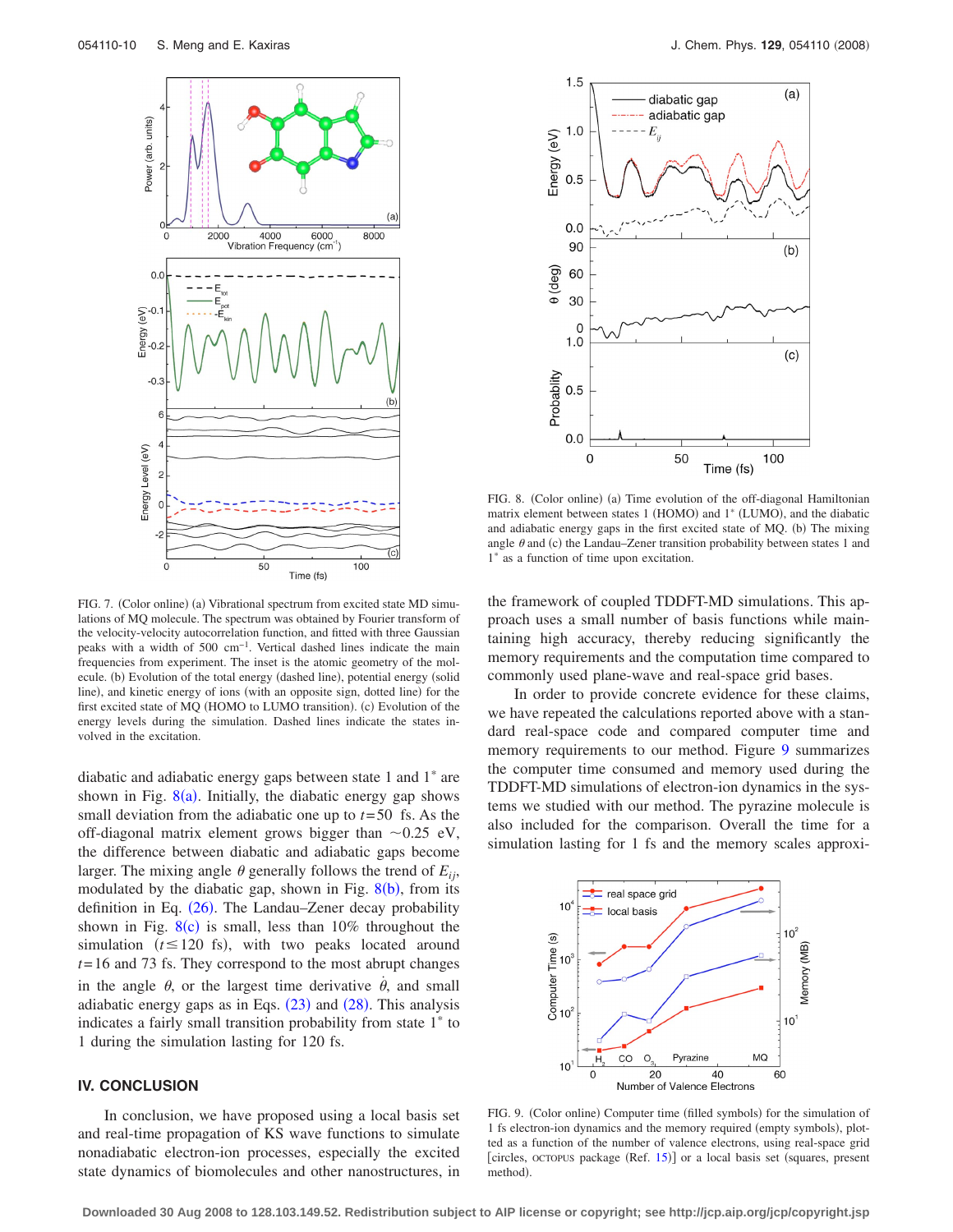FIG. 7. (Color online) (a) Vibrational spectrum from excited state MD simulations of MQ molecule. The spectrum was obtained by Fourier transform of the velocity-velocity autocorrelation function, and fitted with three Gaussian peaks with a width of 500 cm$^{-1}$. Vertical dashed lines indicate the main frequencies from experiment. The inset is the atomic geometry of the molecule. (b) Evolution of the total energy (dashed line), potential energy (solid line), and kinetic energy of ions (with an opposite sign, dotted line) for the first excited state of MQ (HOMO to LUMO transition). (c) Evolution of the energy levels during the simulation. Dashed lines indicate the states involved in the excitation.

diabatic and adiabatic energy gaps between state 1 and 1$^*$ are shown in Fig. 8(a). Initially, the diabatic energy gap shows small deviation from the adiabatic one up to $t=50$ fs. As the off-diagonal matrix element grows bigger than ~0.25 eV, the difference between diabatic and adiabatic gaps become larger. The mixing angle $\theta$ generally follows the trend of $E_{ij}$, modulated by the diabatic gap, shown in Fig. 8(b), from its definition in Eq. (26). The Landau–Zener decay probability shown in Fig. 8(c) is small, less than 10% throughout the simulation ($t \leq 120$ fs), with two peaks located around $t=16$ and 73 fs. They correspond to the most abrupt changes in the angle $\theta$, or the largest time derivative $\dot{\theta}$, and small adiabatic energy gaps as in Eqs. (23) and (28). This analysis indicates a fairly small transition probability from state 1$^*$ to 1 during the simulation lasting for 120 fs.

## IV. CONCLUSION

In conclusion, we have proposed using a local basis set and real-time propagation of KS wave functions to simulate nonadiabatic electron-ion processes, especially the excited state dynamics of biomolecules and other nanostructures, in

FIG. 8. (Color online) (a) Time evolution of the off-diagonal Hamiltonian matrix element between states 1 (HOMO) and 1$^*$ (LUMO), and the diabatic and adiabatic energy gaps in the first excited state of MQ. (b) The mixing angle $\theta$ and (c) the Landau–Zener transition probability between states 1 and 1$^*$ as a function of time upon excitation.

the framework of coupled TDDFT-MD simulations. This approach uses a small number of basis functions while maintaining high accuracy, thereby reducing significantly the memory requirements and the computation time compared to commonly used plane-wave and real-space grid bases.

In order to provide concrete evidence for these claims, we have repeated the calculations reported above with a standard real-space code and compared computer time and memory requirements to our method. Figure 9 summarizes the computer time consumed and memory used during the TDDFT-MD simulations of electron-ion dynamics in the systems we studied with our method. The pyrazine molecule is also included for the comparison. Overall the time for a simulation lasting for 1 fs and the memory scales approxi-

FIG. 9. (Color online) Computer time (filled symbols) for the simulation of 1 fs electron-ion dynamics and the memory required (empty symbols), plotted as a function of the number of valence electrons, using real-space grid [circles, OCTOPUS package (Ref. 15)] or a local basis set (squares, present method).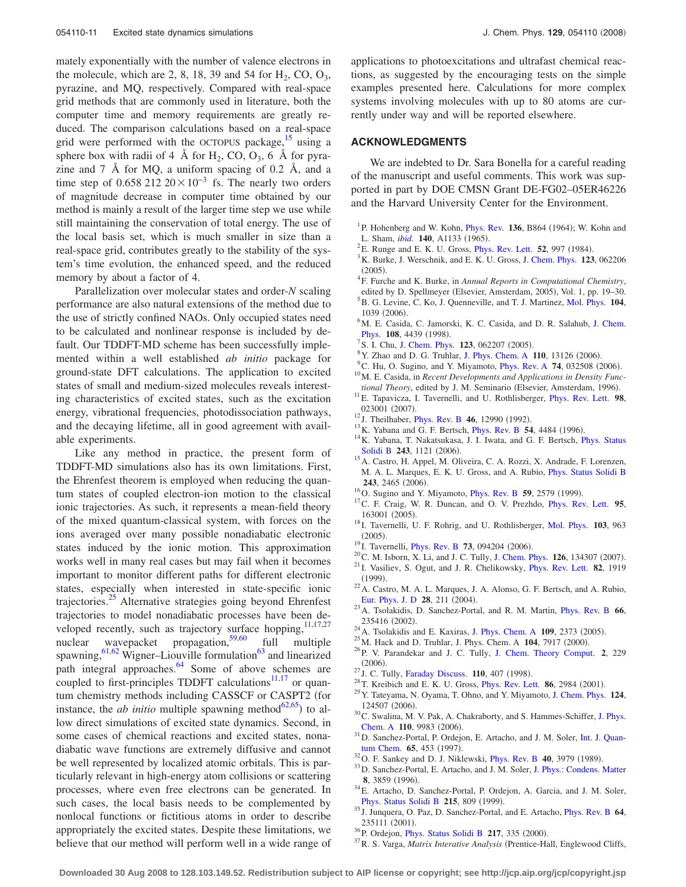mately exponentially with the number of valence electrons in the molecule, which are 2, 8, 18, 39 and 54 for $H_2$, CO, $O_3$, pyrazine, and MQ, respectively. Compared with real-space grid methods that are commonly used in literature, both the computer time and memory requirements are greatly reduced. The comparison calculations based on a real-space grid were performed with the OCTOPUS package,[15] using a sphere box with radii of 4 Å for $H_2$, CO, $O_3$, 6 Å for pyrazine and 7 Å for MQ, a uniform spacing of 0.2 Å, and a time step of $0.658\,212\,20 \times 10^{-3}$ fs. The nearly two orders of magnitude decrease in computer time obtained by our method is mainly a result of the larger time step we use while still maintaining the conservation of total energy. The use of the local basis set, which is much smaller in size than a real-space grid, contributes greatly to the stability of the system's time evolution, the enhanced speed, and the reduced memory by about a factor of 4.

Parallelization over molecular states and order-$N$ scaling performance are also natural extensions of the method due to the use of strictly confined NAOs. Only occupied states need to be calculated and nonlinear response is included by default. Our TDDFT-MD scheme has been successfully implemented within a well established *ab initio* package for ground-state DFT calculations. The application to excited states of small and medium-sized molecules reveals interesting characteristics of excited states, such as the excitation energy, vibrational frequencies, photodissociation pathways, and the decaying lifetime, all in good agreement with available experiments.

Like any method in practice, the present form of TDDFT-MD simulations also has its own limitations. First, the Ehrenfest theorem is employed when reducing the quantum states of coupled electron-ion motion to the classical ionic trajectories. As such, it represents a mean-field theory of the mixed quantum-classical system, with forces on the ions averaged over many possible nonadiabatic electronic states induced by the ionic motion. This approximation works well in many real cases but may fail when it becomes important to monitor different paths for different electronic states, especially when interested in state-specific ionic trajectories.[25] Alternative strategies going beyond Ehrenfest trajectories to model nonadiabatic processes have been developed recently, such as trajectory surface hopping,[11,17,27] nuclear wavepacket propagation,[59,60] full multiple spawning,[61,62] Wigner–Liouville formulation[63] and linearized path integral approaches.[64] Some of above schemes are coupled to first-principles TDDFT calculations[11,17] or quantum chemistry methods including CASSCF or CASPT2 (for instance, the *ab initio* multiple spawning method[62,65]) to allow direct simulations of excited state dynamics. Second, in some cases of chemical reactions and excited states, nonadiabatic wave functions are extremely diffusive and cannot be well represented by localized atomic orbitals. This is particularly relevant in high-energy atom collisions or scattering processes, where even free electrons can be generated. In such cases, the local basis needs to be complemented by nonlocal functions or fictitious atoms in order to describe appropriately the excited states. Despite these limitations, we believe that our method will perform well in a wide range of applications to photoexcitations and ultrafast chemical reactions, as suggested by the encouraging tests on the simple examples presented here. Calculations for more complex systems involving molecules with up to 80 atoms are currently under way and will be reported elsewhere.

## ACKNOWLEDGMENTS

We are indebted to Dr. Sara Bonella for a careful reading of the manuscript and useful comments. This work was supported in part by DOE CMSN Grant DE-FG02–05ER46226 and the Harvard University Center for the Environment.

[1] P. Hohenberg and W. Kohn, Phys. Rev. **136**, B864 (1964); W. Kohn and L. Sham, *ibid.* **140**, A1133 (1965).
[2] E. Runge and E. K. U. Gross, Phys. Rev. Lett. **52**, 997 (1984).
[3] K. Burke, J. Werschnik, and E. K. U. Gross, J. Chem. Phys. **123**, 062206 (2005).
[4] F. Furche and K. Burke, in *Annual Reports in Computational Chemistry*, edited by D. Spellmeyer (Elsevier, Amsterdam, 2005), Vol. 1, pp. 19–30.
[5] B. G. Levine, C. Ko, J. Quenneville, and T. J. Martinez, Mol. Phys. **104**, 1039 (2006).
[6] M. E. Casida, C. Jamorski, K. C. Casida, and D. R. Salahub, J. Chem. Phys. **108**, 4439 (1998).
[7] S. I. Chu, J. Chem. Phys. **123**, 062207 (2005).
[8] Y. Zhao and D. G. Truhlar, J. Phys. Chem. A **110**, 13126 (2006).
[9] C. Hu, O. Sugino, and Y. Miyamoto, Phys. Rev. A **74**, 032508 (2006).
[10] M. E. Casida, in *Recent Developments and Applications in Density Functional Theory*, edited by J. M. Seminario (Elsevier, Amsterdam, 1996).
[11] E. Tapavicza, I. Tavernelli, and U. Rothlisberger, Phys. Rev. Lett. **98**, 023001 (2007).
[12] J. Theilhaber, Phys. Rev. B **46**, 12990 (1992).
[13] K. Yabana and G. F. Bertsch, Phys. Rev. B **54**, 4484 (1996).
[14] K. Yabana, T. Nakatsukasa, J. I. Iwata, and G. F. Bertsch, Phys. Status Solidi B **243**, 1121 (2006).
[15] A. Castro, H. Appel, M. Oliveira, C. A. Rozzi, X. Andrade, F. Lorenzen, M. A. L. Marques, E. K. U. Gross, and A. Rubio, Phys. Status Solidi B **243**, 2465 (2006).
[16] O. Sugino and Y. Miyamoto, Phys. Rev. B **59**, 2579 (1999).
[17] C. F. Craig, W. R. Duncan, and O. V. Prezhdo, Phys. Rev. Lett. **95**, 163001 (2005).
[18] I. Tavernelli, U. F. Rohrig, and U. Rothlisberger, Mol. Phys. **103**, 963 (2005).
[19] I. Tavernelli, Phys. Rev. B **73**, 094204 (2006).
[20] C. M. Isborn, X. Li, and J. C. Tully, J. Chem. Phys. **126**, 134307 (2007).
[21] I. Vasiliev, S. Ogut, and J. R. Chelikowsky, Phys. Rev. Lett. **82**, 1919 (1999).
[22] A. Castro, M. A. L. Marques, J. A. Alonso, G. F. Bertsch, and A. Rubio, Eur. Phys. J. D **28**, 211 (2004).
[23] A. Tsolakidis, D. Sanchez-Portal, and R. M. Martin, Phys. Rev. B **66**, 235416 (2002).
[24] A. Tsolakidis and E. Kaxiras, J. Phys. Chem. A **109**, 2373 (2005).
[25] M. Hack and D. Truhlar, J. Phys. Chem. A **104**, 7917 (2000).
[26] P. V. Parandekar and J. C. Tully, J. Chem. Theory Comput. **2**, 229 (2006).
[27] J. C. Tully, Faraday Discuss. **110**, 407 (1998).
[28] T. Kreibich and E. K. U. Gross, Phys. Rev. Lett. **86**, 2984 (2001).
[29] Y. Tateyama, N. Oyama, T. Ohno, and Y. Miyamoto, J. Chem. Phys. **124**, 124507 (2006).
[30] C. Swalina, M. V. Pak, A. Chakraborty, and S. Hammes-Schiffer, J. Phys. Chem. A **110**, 9983 (2006).
[31] D. Sanchez-Portal, P. Ordejon, E. Artacho, and J. M. Soler, Int. J. Quantum Chem. **65**, 453 (1997).
[32] O. F. Sankey and D. J. Niklewski, Phys. Rev. B **40**, 3979 (1989).
[33] D. Sanchez-Portal, E. Artacho, and J. M. Soler, J. Phys.: Condens. Matter **8**, 3859 (1996).
[34] E. Artacho, D. Sanchez-Portal, P. Ordejon, A. Garcia, and J. M. Soler, Phys. Status Solidi B **215**, 809 (1999).
[35] J. Junquera, O. Paz, D. Sanchez-Portal, and E. Artacho, Phys. Rev. B **64**, 235111 (2001).
[36] P. Ordejon, Phys. Status Solidi B **217**, 335 (2000).
[37] R. S. Varga, *Matrix Interative Analysis* (Prentice-Hall, Englewood Cliffs,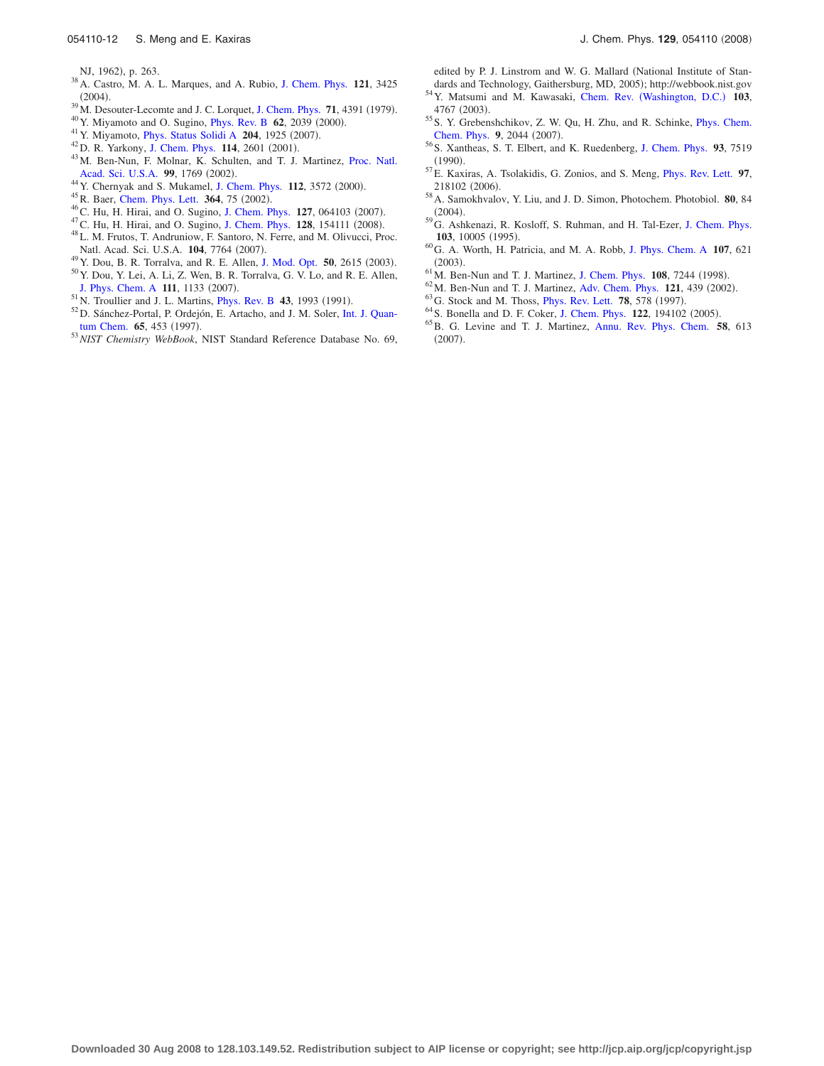NJ, 1962), p. 263.

[38] A. Castro, M. A. L. Marques, and A. Rubio, J. Chem. Phys. **121**, 3425 (2004).

[39] M. Desouter-Lecomte and J. C. Lorquet, J. Chem. Phys. **71**, 4391 (1979).

[40] Y. Miyamoto and O. Sugino, Phys. Rev. B **62**, 2039 (2000).

[41] Y. Miyamoto, Phys. Status Solidi A **204**, 1925 (2007).

[42] D. R. Yarkony, J. Chem. Phys. **114**, 2601 (2001).

[43] M. Ben-Nun, F. Molnar, K. Schulten, and T. J. Martinez, Proc. Natl. Acad. Sci. U.S.A. **99**, 1769 (2002).

[44] Y. Chernyak and S. Mukamel, J. Chem. Phys. **112**, 3572 (2000).

[45] R. Baer, Chem. Phys. Lett. **364**, 75 (2002).

[46] C. Hu, H. Hirai, and O. Sugino, J. Chem. Phys. **127**, 064103 (2007).

[47] C. Hu, H. Hirai, and O. Sugino, J. Chem. Phys. **128**, 154111 (2008).

[48] L. M. Frutos, T. Andruniow, F. Santoro, N. Ferre, and M. Olivucci, Proc. Natl. Acad. Sci. U.S.A. **104**, 7764 (2007).

[49] Y. Dou, B. R. Torralva, and R. E. Allen, J. Mod. Opt. **50**, 2615 (2003).

[50] Y. Dou, Y. Lei, A. Li, Z. Wen, B. R. Torralva, G. V. Lo, and R. E. Allen, J. Phys. Chem. A **111**, 1133 (2007).

[51] N. Troullier and J. L. Martins, Phys. Rev. B **43**, 1993 (1991).

[52] D. Sánchez-Portal, P. Ordejón, E. Artacho, and J. M. Soler, Int. J. Quantum Chem. **65**, 453 (1997).

[53] *NIST Chemistry WebBook*, NIST Standard Reference Database No. 69, edited by P. J. Linstrom and W. G. Mallard (National Institute of Standards and Technology, Gaithersburg, MD, 2005); http://webbook.nist.gov

[54] Y. Matsumi and M. Kawasaki, Chem. Rev. (Washington, D.C.) **103**, 4767 (2003).

[55] S. Y. Grebenshchikov, Z. W. Qu, H. Zhu, and R. Schinke, Phys. Chem. Chem. Phys. **9**, 2044 (2007).

[56] S. Xantheas, S. T. Elbert, and K. Ruedenberg, J. Chem. Phys. **93**, 7519 (1990).

[57] E. Kaxiras, A. Tsolakidis, G. Zonios, and S. Meng, Phys. Rev. Lett. **97**, 218102 (2006).

[58] A. Samokhvalov, Y. Liu, and J. D. Simon, Photochem. Photobiol. **80**, 84 (2004).

[59] G. Ashkenazi, R. Kosloff, S. Ruhman, and H. Tal-Ezer, J. Chem. Phys. **103**, 10005 (1995).

[60] G. A. Worth, H. Patricia, and M. A. Robb, J. Phys. Chem. A **107**, 621 (2003).

[61] M. Ben-Nun and T. J. Martinez, J. Chem. Phys. **108**, 7244 (1998).

[62] M. Ben-Nun and T. J. Martinez, Adv. Chem. Phys. **121**, 439 (2002).

[63] G. Stock and M. Thoss, Phys. Rev. Lett. **78**, 578 (1997).

[64] S. Bonella and D. F. Coker, J. Chem. Phys. **122**, 194102 (2005).

[65] B. G. Levine and T. J. Martinez, Annu. Rev. Phys. Chem. **58**, 613 (2007).